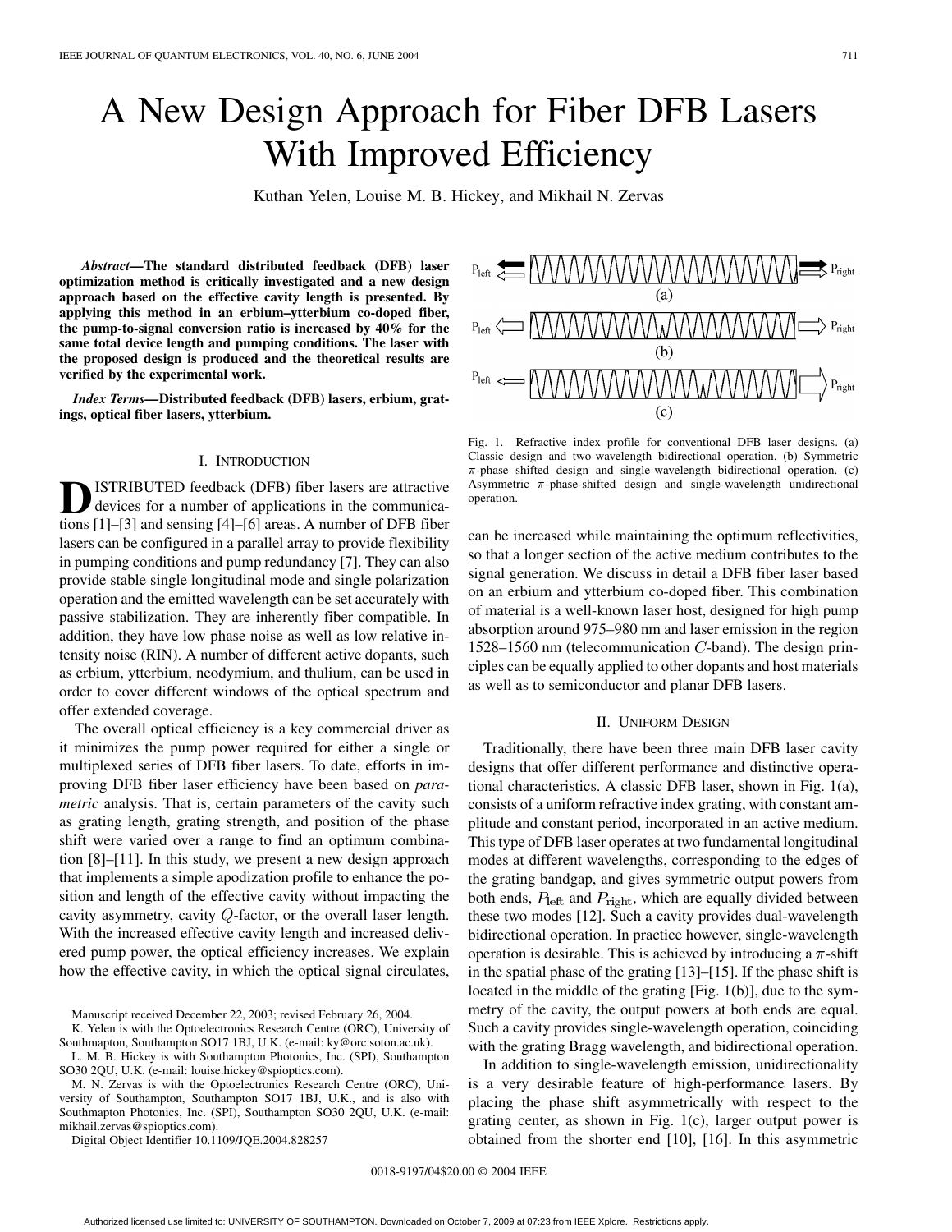# A New Design Approach for Fiber DFB Lasers With Improved Efficiency

Kuthan Yelen, Louise M. B. Hickey, and Mikhail N. Zervas

***Abstract*—The standard distributed feedback (DFB) laser optimization method is critically investigated and a new design approach based on the effective cavity length is presented. By applying this method in an erbium–ytterbium co-doped fiber, the pump-to-signal conversion ratio is increased by 40% for the same total device length and pumping conditions. The laser with the proposed design is produced and the theoretical results are verified by the experimental work.**

***Index Terms*—Distributed feedback (DFB) lasers, erbium, gratings, optical fiber lasers, ytterbium.**

## I. Introduction

DISTRIBUTED feedback (DFB) fiber lasers are attractive devices for a number of applications in the communications [1]–[3] and sensing [4]–[6] areas. A number of DFB fiber lasers can be configured in a parallel array to provide flexibility in pumping conditions and pump redundancy [7]. They can also provide stable single longitudinal mode and single polarization operation and the emitted wavelength can be set accurately with passive stabilization. They are inherently fiber compatible. In addition, they have low phase noise as well as low relative intensity noise (RIN). A number of different active dopants, such as erbium, ytterbium, neodymium, and thulium, can be used in order to cover different windows of the optical spectrum and offer extended coverage.

The overall optical efficiency is a key commercial driver as it minimizes the pump power required for either a single or multiplexed series of DFB fiber lasers. To date, efforts in improving DFB fiber laser efficiency have been based on *parametric* analysis. That is, certain parameters of the cavity such as grating length, grating strength, and position of the phase shift were varied over a range to find an optimum combination [8]–[11]. In this study, we present a new design approach that implements a simple apodization profile to enhance the position and length of the effective cavity without impacting the cavity asymmetry, cavity $Q$-factor, or the overall laser length. With the increased effective cavity length and increased delivered pump power, the optical efficiency increases. We explain how the effective cavity, in which the optical signal circulates, can be increased while maintaining the optimum reflectivities, so that a longer section of the active medium contributes to the signal generation. We discuss in detail a DFB fiber laser based on an erbium and ytterbium co-doped fiber. This combination of material is a well-known laser host, designed for high pump absorption around 975–980 nm and laser emission in the region 1528–1560 nm (telecommunication $C$-band). The design principles can be equally applied to other dopants and host materials as well as to semiconductor and planar DFB lasers.

Manuscript received December 22, 2003; revised February 26, 2004.

K. Yelen is with the Optoelectronics Research Centre (ORC), University of Southampton, Southampton SO17 1BJ, U.K. (e-mail: ky@orc.soton.ac.uk).

L. M. B. Hickey is with Southampton Photonics, Inc. (SPI), Southampton SO30 2QU, U.K. (e-mail: louise.hickey@spioptics.com).

M. N. Zervas is with the Optoelectronics Research Centre (ORC), University of Southampton, Southampton SO17 1BJ, U.K., and is also with Southampton Photonics, Inc. (SPI), Southampton SO30 2QU, U.K. (e-mail: mikhail.zervas@spioptics.com).

Digital Object Identifier 10.1109/JQE.2004.828257

Fig. 1. Refractive index profile for conventional DFB laser designs. (a) Classic design and two-wavelength bidirectional operation. (b) Symmetric $\pi$-phase shifted design and single-wavelength bidirectional operation. (c) Asymmetric $\pi$-phase-shifted design and single-wavelength unidirectional operation.

## II. Uniform Design

Traditionally, there have been three main DFB laser cavity designs that offer different performance and distinctive operational characteristics. A classic DFB laser, shown in Fig. 1(a), consists of a uniform refractive index grating, with constant amplitude and constant period, incorporated in an active medium. This type of DFB laser operates at two fundamental longitudinal modes at different wavelengths, corresponding to the edges of the grating bandgap, and gives symmetric output powers from both ends, $P_{\text{left}}$ and $P_{\text{right}}$, which are equally divided between these two modes [12]. Such a cavity provides dual-wavelength bidirectional operation. In practice however, single-wavelength operation is desirable. This is achieved by introducing a $\pi$-shift in the spatial phase of the grating [13]–[15]. If the phase shift is located in the middle of the grating [Fig. 1(b)], due to the symmetry of the cavity, the output powers at both ends are equal. Such a cavity provides single-wavelength operation, coinciding with the grating Bragg wavelength, and bidirectional operation.

In addition to single-wavelength emission, unidirectionality is a very desirable feature of high-performance lasers. By placing the phase shift asymmetrically with respect to the grating center, as shown in Fig. 1(c), larger output power is obtained from the shorter end [10], [16]. In this asymmetric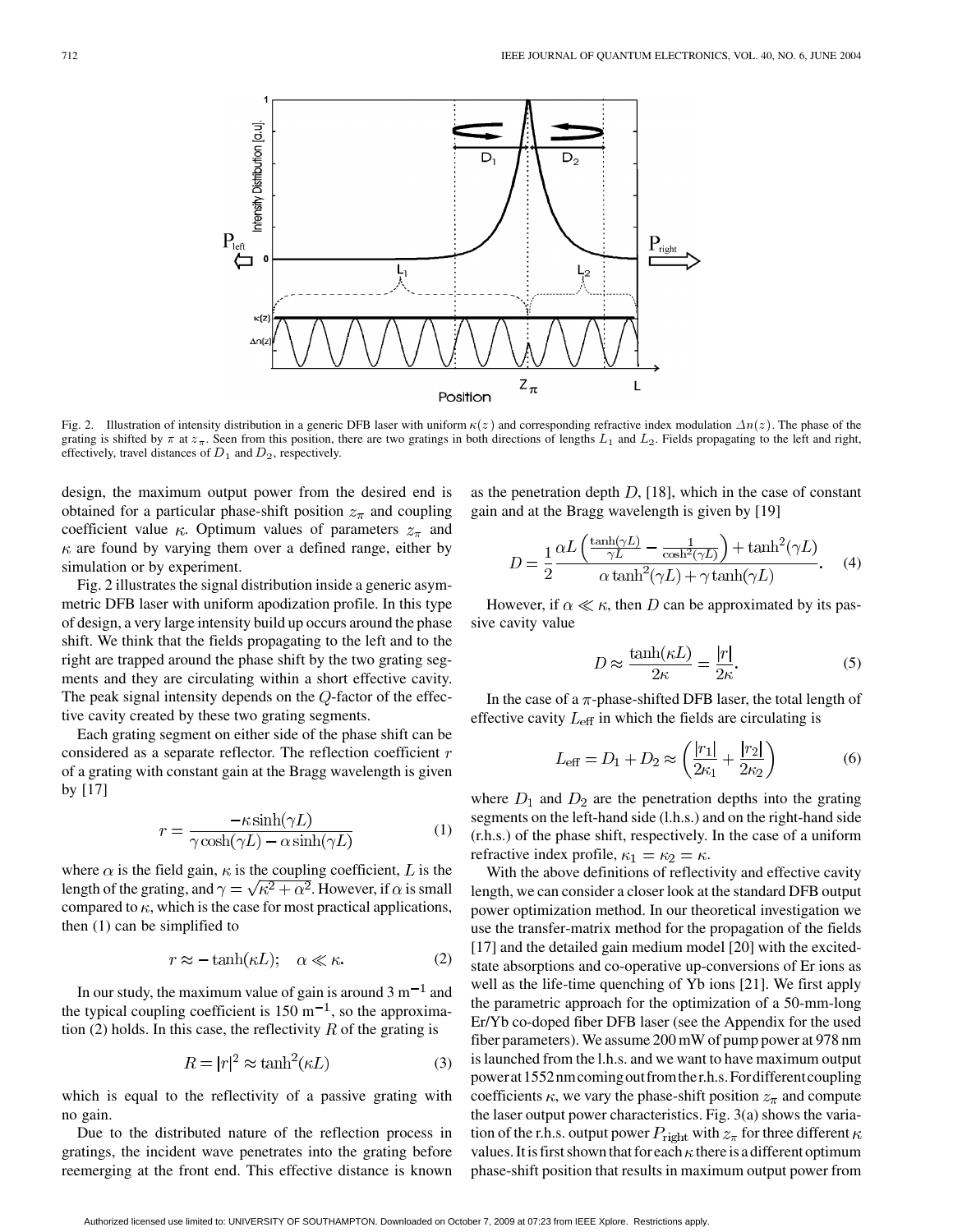Fig. 2. Illustration of intensity distribution in a generic DFB laser with uniform $\kappa(z)$ and corresponding refractive index modulation $\Delta n(z)$. The phase of the grating is shifted by $\pi$ at $z_\pi$. Seen from this position, there are two gratings in both directions of lengths $L_1$ and $L_2$. Fields propagating to the left and right, effectively, travel distances of $D_1$ and $D_2$, respectively.

design, the maximum output power from the desired end is obtained for a particular phase-shift position $z_\pi$ and coupling coefficient value $\kappa$. Optimum values of parameters $z_\pi$ and $\kappa$ are found by varying them over a defined range, either by simulation or by experiment.

Fig. 2 illustrates the signal distribution inside a generic asymmetric DFB laser with uniform apodization profile. In this type of design, a very large intensity build up occurs around the phase shift. We think that the fields propagating to the left and to the right are trapped around the phase shift by the two grating segments and they are circulating within a short effective cavity. The peak signal intensity depends on the $Q$-factor of the effective cavity created by these two grating segments.

Each grating segment on either side of the phase shift can be considered as a separate reflector. The reflection coefficient $r$ of a grating with constant gain at the Bragg wavelength is given by [17]

$$r = \frac{-\kappa \sinh(\gamma L)}{\gamma \cosh(\gamma L) - \alpha \sinh(\gamma L)} \tag{1}$$

where $\alpha$ is the field gain, $\kappa$ is the coupling coefficient, $L$ is the length of the grating, and $\gamma = \sqrt{\kappa^2 + \alpha^2}$. However, if $\alpha$ is small compared to $\kappa$, which is the case for most practical applications, then (1) can be simplified to

$$r \approx -\tanh(\kappa L); \quad \alpha \ll \kappa. \tag{2}$$

In our study, the maximum value of gain is around 3 $m^{-1}$ and the typical coupling coefficient is 150 $m^{-1}$, so the approximation (2) holds. In this case, the reflectivity $R$ of the grating is

$$R = |r|^2 \approx \tanh^2(\kappa L) \tag{3}$$

which is equal to the reflectivity of a passive grating with no gain.

Due to the distributed nature of the reflection process in gratings, the incident wave penetrates into the grating before reemerging at the front end. This effective distance is known as the penetration depth $D$, [18], which in the case of constant gain and at the Bragg wavelength is given by [19]

$$D = \frac{1}{2} \frac{\alpha L \left( \frac{\tanh(\gamma L)}{\gamma L} - \frac{1}{\cosh^2(\gamma L)} \right) + \tanh^2(\gamma L)}{\alpha \tanh^2(\gamma L) + \gamma \tanh(\gamma L)}. \tag{4}$$

However, if $\alpha \ll \kappa$, then $D$ can be approximated by its passive cavity value

$$D \approx \frac{\tanh(\kappa L)}{2\kappa} = \frac{|r|}{2\kappa}. \tag{5}$$

In the case of a $\pi$-phase-shifted DFB laser, the total length of effective cavity $L_{\text{eff}}$ in which the fields are circulating is

$$L_{\text{eff}} = D_1 + D_2 \approx \left( \frac{|r_1|}{2\kappa_1} + \frac{|r_2|}{2\kappa_2} \right) \tag{6}$$

where $D_1$ and $D_2$ are the penetration depths into the grating segments on the left-hand side (l.h.s.) and on the right-hand side (r.h.s.) of the phase shift, respectively. In the case of a uniform refractive index profile, $\kappa_1 = \kappa_2 = \kappa$.

With the above definitions of reflectivity and effective cavity length, we can consider a closer look at the standard DFB output power optimization method. In our theoretical investigation we use the transfer-matrix method for the propagation of the fields [17] and the detailed gain medium model [20] with the excited-state absorptions and co-operative up-conversions of Er ions as well as the life-time quenching of Yb ions [21]. We first apply the parametric approach for the optimization of a 50-mm-long Er/Yb co-doped fiber DFB laser (see the Appendix for the used fiber parameters). We assume 200 mW of pump power at 978 nm is launched from the l.h.s. and we want to have maximum output power at 1552 nm coming out from the r.h.s. For different coupling coefficients $\kappa$, we vary the phase-shift position $z_\pi$ and compute the laser output power characteristics. Fig. 3(a) shows the variation of the r.h.s. output power $P_{\text{right}}$ with $z_\pi$ for three different $\kappa$ values. It is first shown that for each $\kappa$ there is a different optimum phase-shift position that results in maximum output power from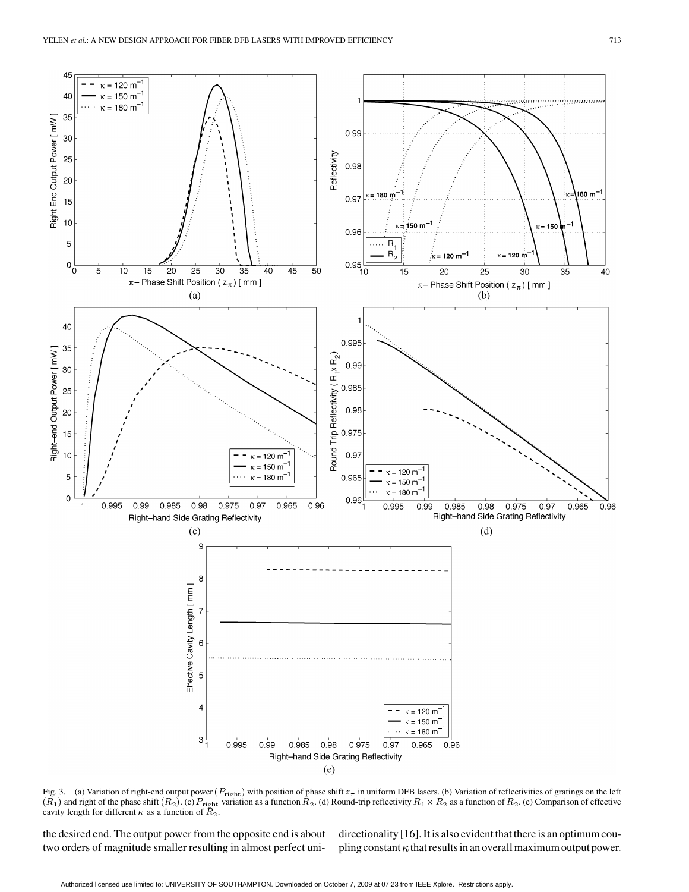Fig. 3. (a) Variation of right-end output power ($P_{\text{right}}$) with position of phase shift $z_\pi$ in uniform DFB lasers. (b) Variation of reflectivities of gratings on the left ($R_1$) and right of the phase shift ($R_2$). (c) $P_{\text{right}}$ variation as a function $R_2$. (d) Round-trip reflectivity $R_1 \times R_2$ as a function of $R_2$. (e) Comparison of effective cavity length for different $\kappa$ as a function of $R_2$.

the desired end. The output power from the opposite end is about two orders of magnitude smaller resulting in almost perfect unidirectionality [16]. It is also evident that there is an optimum coupling constant $\kappa$ that results in an overall maximum output power.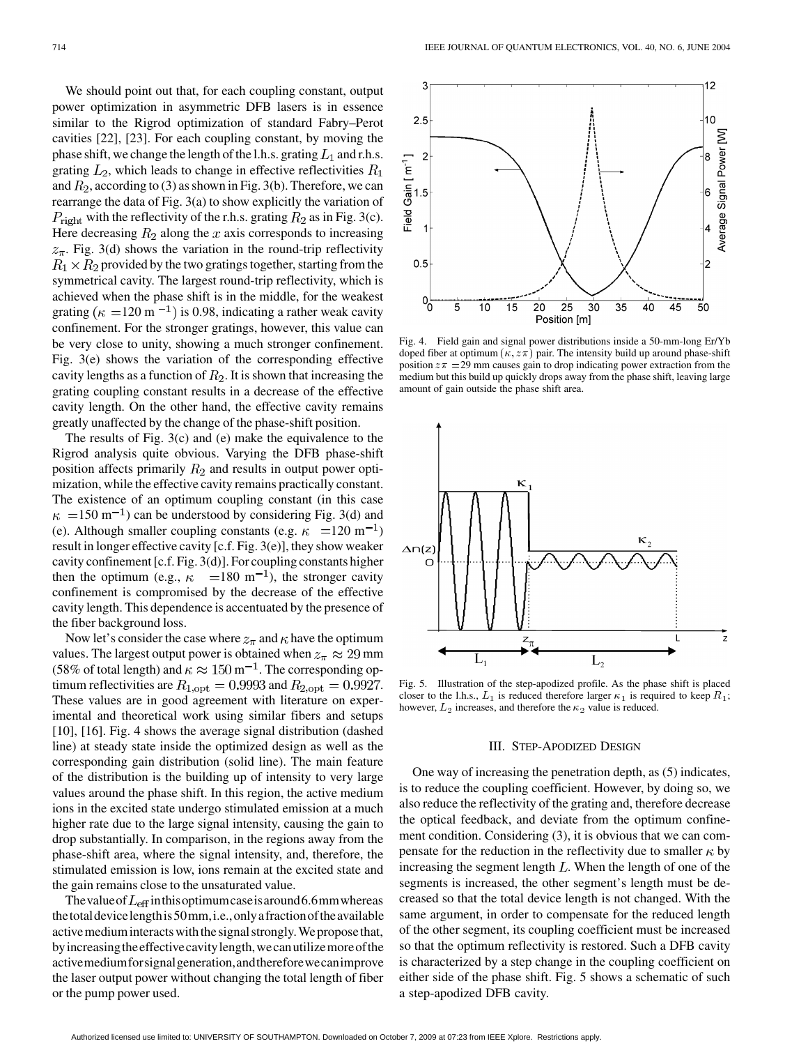We should point out that, for each coupling constant, output power optimization in asymmetric DFB lasers is in essence similar to the Rigrod optimization of standard Fabry–Perot cavities [22], [23]. For each coupling constant, by moving the phase shift, we change the length of the l.h.s. grating $L_1$ and r.h.s. grating $L_2$, which leads to change in effective reflectivities $R_1$ and $R_2$, according to (3) as shown in Fig. 3(b). Therefore, we can rearrange the data of Fig. 3(a) to show explicitly the variation of $P_{\rm right}$ with the reflectivity of the r.h.s. grating $R_2$ as in Fig. 3(c). Here decreasing $R_2$ along the $x$ axis corresponds to increasing $z_\pi$. Fig. 3(d) shows the variation in the round-trip reflectivity $R_1 \times R_2$ provided by the two gratings together, starting from the symmetrical cavity. The largest round-trip reflectivity, which is achieved when the phase shift is in the middle, for the weakest grating ($\kappa$ =120 m $^{-1}$) is 0.98, indicating a rather weak cavity confinement. For the stronger gratings, however, this value can be very close to unity, showing a much stronger confinement. Fig. 3(e) shows the variation of the corresponding effective cavity lengths as a function of $R_2$. It is shown that increasing the grating coupling constant results in a decrease of the effective cavity length. On the other hand, the effective cavity remains greatly unaffected by the change of the phase-shift position.

The results of Fig. 3(c) and (e) make the equivalence to the Rigrod analysis quite obvious. Varying the DFB phase-shift position affects primarily $R_2$ and results in output power optimization, while the effective cavity remains practically constant. The existence of an optimum coupling constant (in this case $\kappa$ =150 m$^{-1}$) can be understood by considering Fig. 3(d) and (e). Although smaller coupling constants (e.g. $\kappa$ =120 m$^{-1}$) result in longer effective cavity [c.f. Fig. 3(e)], they show weaker cavity confinement [c.f. Fig. 3(d)]. For coupling constants higher then the optimum (e.g., $\kappa$ =180 m$^{-1}$), the stronger cavity confinement is compromised by the decrease of the effective cavity length. This dependence is accentuated by the presence of the fiber background loss.

Now let's consider the case where $z_\pi$ and $\kappa$ have the optimum values. The largest output power is obtained when $z_\pi \approx 29$ mm (58% of total length) and $\kappa \approx 150$ m$^{-1}$. The corresponding optimum reflectivities are $R_{1,\rm opt} = 0.9993$ and $R_{2,\rm opt} = 0.9927$. These values are in good agreement with literature on experimental and theoretical work using similar fibers and setups [10], [16]. Fig. 4 shows the average signal distribution (dashed line) at steady state inside the optimized design as well as the corresponding gain distribution (solid line). The main feature of the distribution is the building up of intensity to very large values around the phase shift. In this region, the active medium ions in the excited state undergo stimulated emission at a much higher rate due to the large signal intensity, causing the gain to drop substantially. In comparison, in the regions away from the phase-shift area, where the signal intensity, and, therefore, the stimulated emission is low, ions remain at the excited state and the gain remains close to the unsaturated value.

The value of $L_{\rm eff}$ in this optimum case is around 6.6 mm whereas the total device length is 50 mm, i.e., only a fraction of the available active medium interacts with the signal strongly. We propose that, by increasing the effective cavity length, we can utilize more of the active medium for signal generation, and therefore we can improve the laser output power without changing the total length of fiber or the pump power used.

Fig. 4. Field gain and signal power distributions inside a 50-mm-long Er/Yb doped fiber at optimum $(\kappa, z\pi)$ pair. The intensity build up around phase-shift position $z\pi$ =29 mm causes gain to drop indicating power extraction from the medium but this build up quickly drops away from the phase shift, leaving large amount of gain outside the phase shift area.

Fig. 5. Illustration of the step-apodized profile. As the phase shift is placed closer to the l.h.s., $L_1$ is reduced therefore larger $\kappa_1$ is required to keep $R_1$; however, $L_2$ increases, and therefore the $\kappa_2$ value is reduced.

## III. Step-Apodized Design

One way of increasing the penetration depth, as (5) indicates, is to reduce the coupling coefficient. However, by doing so, we also reduce the reflectivity of the grating and, therefore decrease the optical feedback, and deviate from the optimum confinement condition. Considering (3), it is obvious that we can compensate for the reduction in the reflectivity due to smaller $\kappa$ by increasing the segment length $L$. When the length of one of the segments is increased, the other segment's length must be decreased so that the total device length is not changed. With the same argument, in order to compensate for the reduced length of the other segment, its coupling coefficient must be increased so that the optimum reflectivity is restored. Such a DFB cavity is characterized by a step change in the coupling coefficient on either side of the phase shift. Fig. 5 shows a schematic of such a step-apodized DFB cavity.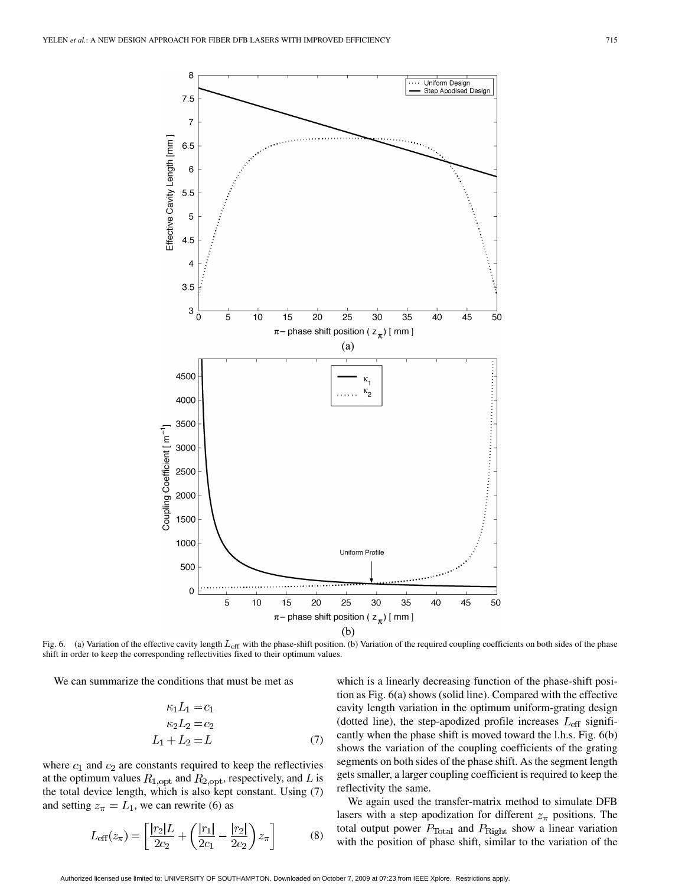Fig. 6. (a) Variation of the effective cavity length $L_{\text{eff}}$ with the phase-shift position. (b) Variation of the required coupling coefficients on both sides of the phase shift in order to keep the corresponding reflectivities fixed to their optimum values.

We can summarize the conditions that must be met as

$$\begin{aligned} \kappa_1 L_1 &= c_1 \\ \kappa_2 L_2 &= c_2 \\ L_1 + L_2 &= L \end{aligned} \tag{7}$$

where $c_1$ and $c_2$ are constants required to keep the reflectivies at the optimum values $R_{1,\text{opt}}$ and $R_{2,\text{opt}}$, respectively, and $L$ is the total device length, which is also kept constant. Using (7) and setting $z_\pi = L_1$, we can rewrite (6) as

$$L_{\text{eff}}(z_\pi) = \left[\frac{|r_2|L}{2c_2} + \left(\frac{|r_1|}{2c_1} - \frac{|r_2|}{2c_2}\right) z_\pi\right] \tag{8}$$

which is a linearly decreasing function of the phase-shift position as Fig. 6(a) shows (solid line). Compared with the effective cavity length variation in the optimum uniform-grating design (dotted line), the step-apodized profile increases $L_{\text{eff}}$ significantly when the phase shift is moved toward the l.h.s. Fig. 6(b) shows the variation of the coupling coefficients of the grating segments on both sides of the phase shift. As the segment length gets smaller, a larger coupling coefficient is required to keep the reflectivity the same.

We again used the transfer-matrix method to simulate DFB lasers with a step apodization for different $z_\pi$ positions. The total output power $P_{\text{Total}}$ and $P_{\text{Right}}$ show a linear variation with the position of phase shift, similar to the variation of the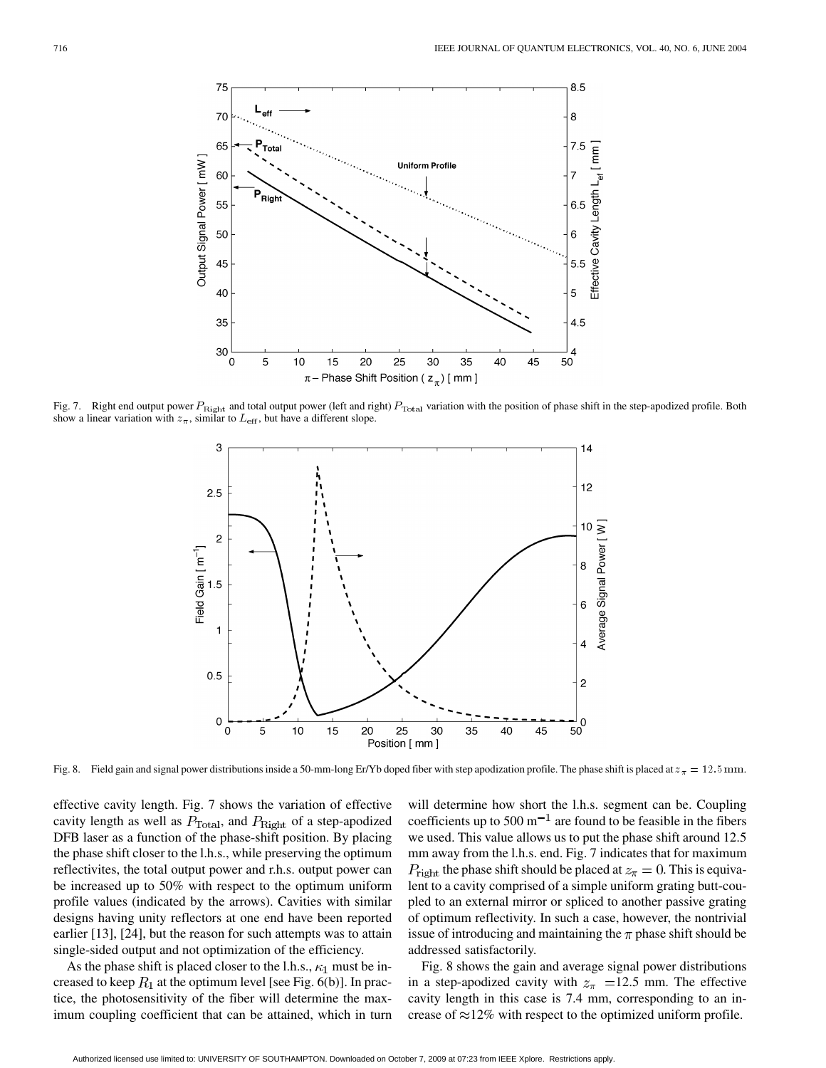Fig. 7. Right end output power $P_{\text{Right}}$ and total output power (left and right) $P_{\text{Total}}$ variation with the position of phase shift in the step-apodized profile. Both show a linear variation with $z_\pi$, similar to $L_{\text{eff}}$, but have a different slope.

Fig. 8. Field gain and signal power distributions inside a 50-mm-long Er/Yb doped fiber with step apodization profile. The phase shift is placed at $z_\pi = 12.5$ mm.

effective cavity length. Fig. 7 shows the variation of effective cavity length as well as $P_{\text{Total}}$, and $P_{\text{Right}}$ of a step-apodized DFB laser as a function of the phase-shift position. By placing the phase shift closer to the l.h.s., while preserving the optimum reflectivites, the total output power and r.h.s. output power can be increased up to 50% with respect to the optimum uniform profile values (indicated by the arrows). Cavities with similar designs having unity reflectors at one end have been reported earlier [13], [24], but the reason for such attempts was to attain single-sided output and not optimization of the efficiency.

As the phase shift is placed closer to the l.h.s., $\kappa_1$ must be increased to keep $R_1$ at the optimum level [see Fig. 6(b)]. In practice, the photosensitivity of the fiber will determine the maximum coupling coefficient that can be attained, which in turn will determine how short the l.h.s. segment can be. Coupling coefficients up to 500 $\text{m}^{-1}$ are found to be feasible in the fibers we used. This value allows us to put the phase shift around 12.5 mm away from the l.h.s. end. Fig. 7 indicates that for maximum $P_{\text{right}}$ the phase shift should be placed at $z_\pi = 0$. This is equivalent to a cavity comprised of a simple uniform grating butt-coupled to an external mirror or spliced to another passive grating of optimum reflectivity. In such a case, however, the nontrivial issue of introducing and maintaining the $\pi$ phase shift should be addressed satisfactorily.

Fig. 8 shows the gain and average signal power distributions in a step-apodized cavity with $z_\pi = 12.5$ mm. The effective cavity length in this case is 7.4 mm, corresponding to an increase of $\approx$12% with respect to the optimized uniform profile.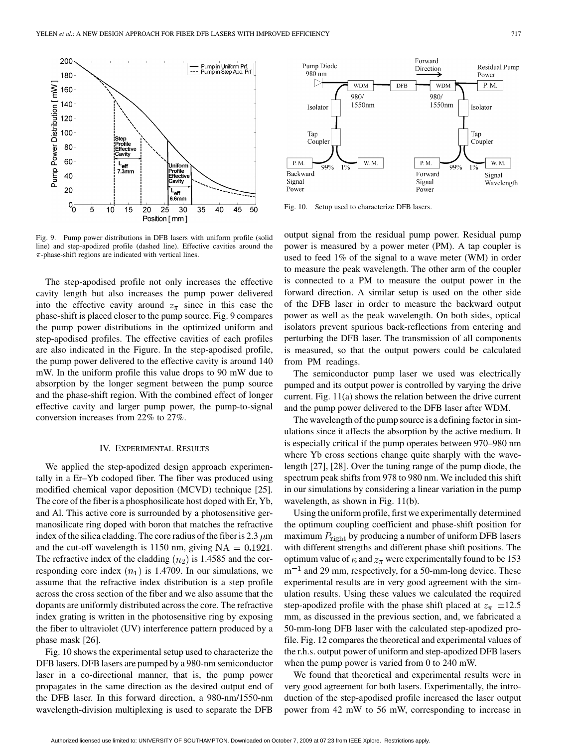Fig. 9. Pump power distributions in DFB lasers with uniform profile (solid line) and step-apodized profile (dashed line). Effective cavities around the $\pi$-phase-shift regions are indicated with vertical lines.

The step-apodised profile not only increases the effective cavity length but also increases the pump power delivered into the effective cavity around $z_\pi$ since in this case the phase-shift is placed closer to the pump source. Fig. 9 compares the pump power distributions in the optimized uniform and step-apodised profiles. The effective cavities of each profiles are also indicated in the Figure. In the step-apodised profile, the pump power delivered to the effective cavity is around 140 mW. In the uniform profile this value drops to 90 mW due to absorption by the longer segment between the pump source and the phase-shift region. With the combined effect of longer effective cavity and larger pump power, the pump-to-signal conversion increases from 22% to 27%.

## IV. Experimental Results

We applied the step-apodized design approach experimentally in a Er–Yb codoped fiber. The fiber was produced using modified chemical vapor deposition (MCVD) technique [25]. The core of the fiber is a phosphosilicate host doped with Er, Yb, and Al. This active core is surrounded by a photosensitive germanosilicate ring doped with boron that matches the refractive index of the silica cladding. The core radius of the fiber is 2.3 $\mu$m and the cut-off wavelength is 1150 nm, giving $\mathrm{NA} = 0.1921$. The refractive index of the cladding $(n_2)$ is 1.4585 and the corresponding core index $(n_1)$ is 1.4709. In our simulations, we assume that the refractive index distribution is a step profile across the cross section of the fiber and we also assume that the dopants are uniformly distributed across the core. The refractive index grating is written in the photosensitive ring by exposing the fiber to ultraviolet (UV) interference pattern produced by a phase mask [26].

Fig. 10 shows the experimental setup used to characterize the DFB lasers. DFB lasers are pumped by a 980-nm semiconductor laser in a co-directional manner, that is, the pump power propagates in the same direction as the desired output end of the DFB laser. In this forward direction, a 980-nm/1550-nm wavelength-division multiplexing is used to separate the DFB output signal from the residual pump power. Residual pump power is measured by a power meter (PM). A tap coupler is used to feed 1% of the signal to a wave meter (WM) in order to measure the peak wavelength. The other arm of the coupler is connected to a PM to measure the output power in the forward direction. A similar setup is used on the other side of the DFB laser in order to measure the backward output power as well as the peak wavelength. On both sides, optical isolators prevent spurious back-reflections from entering and perturbing the DFB laser. The transmission of all components is measured, so that the output powers could be calculated from PM readings.

Fig. 10. Setup used to characterize DFB lasers.

The semiconductor pump laser we used was electrically pumped and its output power is controlled by varying the drive current. Fig. 11(a) shows the relation between the drive current and the pump power delivered to the DFB laser after WDM.

The wavelength of the pump source is a defining factor in simulations since it affects the absorption by the active medium. It is especially critical if the pump operates between 970–980 nm where Yb cross sections change quite sharply with the wavelength [27], [28]. Over the tuning range of the pump diode, the spectrum peak shifts from 978 to 980 nm. We included this shift in our simulations by considering a linear variation in the pump wavelength, as shown in Fig. 11(b).

Using the uniform profile, first we experimentally determined the optimum coupling coefficient and phase-shift position for maximum $P_{\mathrm{right}}$ by producing a number of uniform DFB lasers with different strengths and different phase shift positions. The optimum value of $\kappa$ and $z_\pi$ were experimentally found to be 153 $\mathrm{m}^{-1}$ and 29 mm, respectively, for a 50-mm-long device. These experimental results are in very good agreement with the simulation results. Using these values we calculated the required step-apodized profile with the phase shift placed at $z_\pi = 12.5$ mm, as discussed in the previous section, and, we fabricated a 50-mm-long DFB laser with the calculated step-apodized profile. Fig. 12 compares the theoretical and experimental values of the r.h.s. output power of uniform and step-apodized DFB lasers when the pump power is varied from 0 to 240 mW.

We found that theoretical and experimental results were in very good agreement for both lasers. Experimentally, the introduction of the step-apodised profile increased the laser output power from 42 mW to 56 mW, corresponding to increase in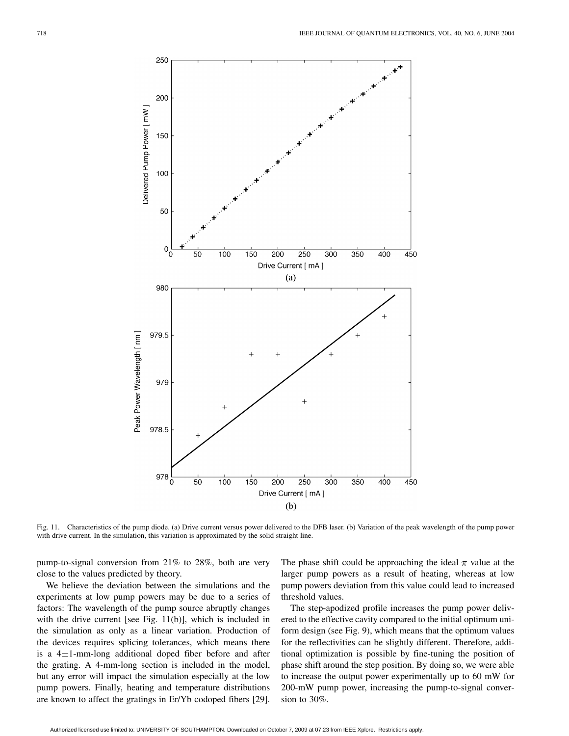Fig. 11. Characteristics of the pump diode. (a) Drive current versus power delivered to the DFB laser. (b) Variation of the peak wavelength of the pump power with drive current. In the simulation, this variation is approximated by the solid straight line.

pump-to-signal conversion from 21% to 28%, both are very close to the values predicted by theory.

We believe the deviation between the simulations and the experiments at low pump powers may be due to a series of factors: The wavelength of the pump source abruptly changes with the drive current [see Fig. 11(b)], which is included in the simulation as only as a linear variation. Production of the devices requires splicing tolerances, which means there is a $4\pm1$-mm-long additional doped fiber before and after the grating. A 4-mm-long section is included in the model, but any error will impact the simulation especially at the low pump powers. Finally, heating and temperature distributions are known to affect the gratings in Er/Yb codoped fibers [29]. The phase shift could be approaching the ideal $\pi$ value at the larger pump powers as a result of heating, whereas at low pump powers deviation from this value could lead to increased threshold values.

The step-apodized profile increases the pump power delivered to the effective cavity compared to the initial optimum uniform design (see Fig. 9), which means that the optimum values for the reflectivities can be slightly different. Therefore, additional optimization is possible by fine-tuning the position of phase shift around the step position. By doing so, we were able to increase the output power experimentally up to 60 mW for 200-mW pump power, increasing the pump-to-signal conversion to 30%.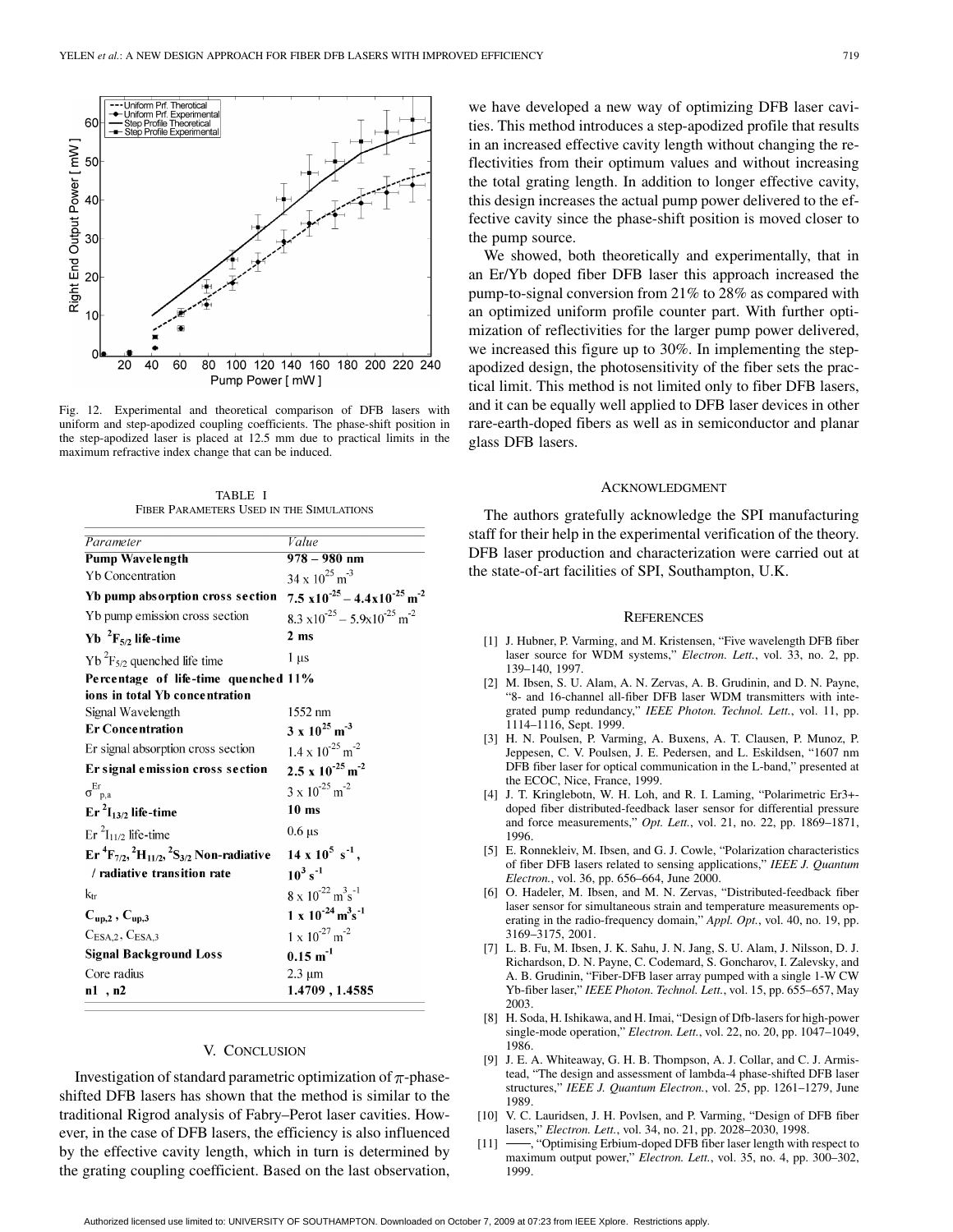Fig. 12. Experimental and theoretical comparison of DFB lasers with uniform and step-apodized coupling coefficients. The phase-shift position in the step-apodized laser is placed at 12.5 mm due to practical limits in the maximum refractive index change that can be induced.

TABLE I
FIBER PARAMETERS USED IN THE SIMULATIONS

| *Parameter* | *Value* |
|---|---|
| **Pump Wavelength** | **978 – 980 nm** |
| Yb Concentration | $34 \times 10^{25}$ m$^{-3}$ |
| **Yb pump absorption cross section** | **$7.5 \times 10^{-25} - 4.4 \times 10^{-25}$ m$^{-2}$** |
| Yb pump emission cross section | $8.3 \times 10^{-25} - 5.9 \times 10^{-25}$ m$^{-2}$ |
| **Yb $^2F_{5/2}$ life-time** | **2 ms** |
| Yb $^2F_{5/2}$ quenched life time | 1 μs |
| **Percentage of life-time quenched ions in total Yb concentration** | **11%** |
| Signal Wavelength | 1552 nm |
| **Er Concentration** | **$3 \times 10^{25}$ m$^{-3}$** |
| Er signal absorption cross section | $1.4 \times 10^{-25}$ m$^{-2}$ |
| **Er signal emission cross section** | **$2.5 \times 10^{-25}$ m$^{-2}$** |
| $\sigma^{Er}_{p,a}$ | $3 \times 10^{-25}$ m$^{-2}$ |
| **Er $^2I_{13/2}$ life-time** | **10 ms** |
| Er $^2I_{11/2}$ life-time | 0.6 μs |
| **Er $^4F_{7/2}$, $^2H_{11/2}$, $^2S_{3/2}$ Non-radiative / radiative transition rate** | **$14 \times 10^5$ s$^{-1}$, $10^3$ s$^{-1}$** |
| $k_{tr}$ | $8 \times 10^{-22}$ m$^3$s$^{-1}$ |
| **$C_{up,2}$ , $C_{up,3}$** | **$1 \times 10^{-24}$ m$^3$s$^{-1}$** |
| $C_{ESA,2}$, $C_{ESA,3}$ | $1 \times 10^{-27}$ m$^{-2}$ |
| **Signal Background Loss** | **0.15 m$^{-1}$** |
| Core radius | 2.3 μm |
| **n1 , n2** | **1.4709 , 1.4585** |

## V. CONCLUSION

Investigation of standard parametric optimization of $\pi$-phase-shifted DFB lasers has shown that the method is similar to the traditional Rigrod analysis of Fabry–Perot laser cavities. However, in the case of DFB lasers, the efficiency is also influenced by the effective cavity length, which in turn is determined by the grating coupling coefficient. Based on the last observation, we have developed a new way of optimizing DFB laser cavities. This method introduces a step-apodized profile that results in an increased effective cavity length without changing the reflectivities from their optimum values and without increasing the total grating length. In addition to longer effective cavity, this design increases the actual pump power delivered to the effective cavity since the phase-shift position is moved closer to the pump source.

We showed, both theoretically and experimentally, that in an Er/Yb doped fiber DFB laser this approach increased the pump-to-signal conversion from 21% to 28% as compared with an optimized uniform profile counter part. With further optimization of reflectivities for the larger pump power delivered, we increased this figure up to 30%. In implementing the step-apodized design, the photosensitivity of the fiber sets the practical limit. This method is not limited only to fiber DFB lasers, and it can be equally well applied to DFB laser devices in other rare-earth-doped fibers as well as in semiconductor and planar glass DFB lasers.

## ACKNOWLEDGMENT

The authors gratefully acknowledge the SPI manufacturing staff for their help in the experimental verification of the theory. DFB laser production and characterization were carried out at the state-of-art facilities of SPI, Southampton, U.K.

## REFERENCES

[1] J. Hubner, P. Varming, and M. Kristensen, "Five wavelength DFB fiber laser source for WDM systems," *Electron. Lett.*, vol. 33, no. 2, pp. 139–140, 1997.

[2] M. Ibsen, S. U. Alam, A. N. Zervas, A. B. Grudinin, and D. N. Payne, "8- and 16-channel all-fiber DFB laser WDM transmitters with integrated pump redundancy," *IEEE Photon. Technol. Lett.*, vol. 11, pp. 1114–1116, Sept. 1999.

[3] H. N. Poulsen, P. Varming, A. Buxens, A. T. Clausen, P. Munoz, P. Jeppesen, C. V. Poulsen, J. E. Pedersen, and L. Eskildsen, "1607 nm DFB fiber laser for optical communication in the L-band," presented at the ECOC, Nice, France, 1999.

[4] J. T. Kringlebotn, W. H. Loh, and R. I. Laming, "Polarimetric Er3+-doped fiber distributed-feedback laser sensor for differential pressure and force measurements," *Opt. Lett.*, vol. 21, no. 22, pp. 1869–1871, 1996.

[5] E. Ronnekleiv, M. Ibsen, and G. J. Cowle, "Polarization characteristics of fiber DFB lasers related to sensing applications," *IEEE J. Quantum Electron.*, vol. 36, pp. 656–664, June 2000.

[6] O. Hadeler, M. Ibsen, and M. N. Zervas, "Distributed-feedback fiber laser sensor for simultaneous strain and temperature measurements operating in the radio-frequency domain," *Appl. Opt.*, vol. 40, no. 19, pp. 3169–3175, 2001.

[7] L. B. Fu, M. Ibsen, J. K. Sahu, J. N. Jang, S. U. Alam, J. Nilsson, D. J. Richardson, D. N. Payne, C. Codemard, S. Goncharov, I. Zalevsky, and A. B. Grudinin, "Fiber-DFB laser array pumped with a single 1-W CW Yb-fiber laser," *IEEE Photon. Technol. Lett.*, vol. 15, pp. 655–657, May 2003.

[8] H. Soda, H. Ishikawa, and H. Imai, "Design of Dfb-lasers for high-power single-mode operation," *Electron. Lett.*, vol. 22, no. 20, pp. 1047–1049, 1986.

[9] J. E. A. Whiteaway, G. H. B. Thompson, A. J. Collar, and C. J. Armistead, "The design and assessment of lambda-4 phase-shifted DFB laser structures," *IEEE J. Quantum Electron.*, vol. 25, pp. 1261–1279, June 1989.

[10] V. C. Lauridsen, J. H. Povlsen, and P. Varming, "Design of DFB fiber lasers," *Electron. Lett.*, vol. 34, no. 21, pp. 2028–2030, 1998.

[11] ——, "Optimising Erbium-doped DFB fiber laser length with respect to maximum output power," *Electron. Lett.*, vol. 35, no. 4, pp. 300–302, 1999.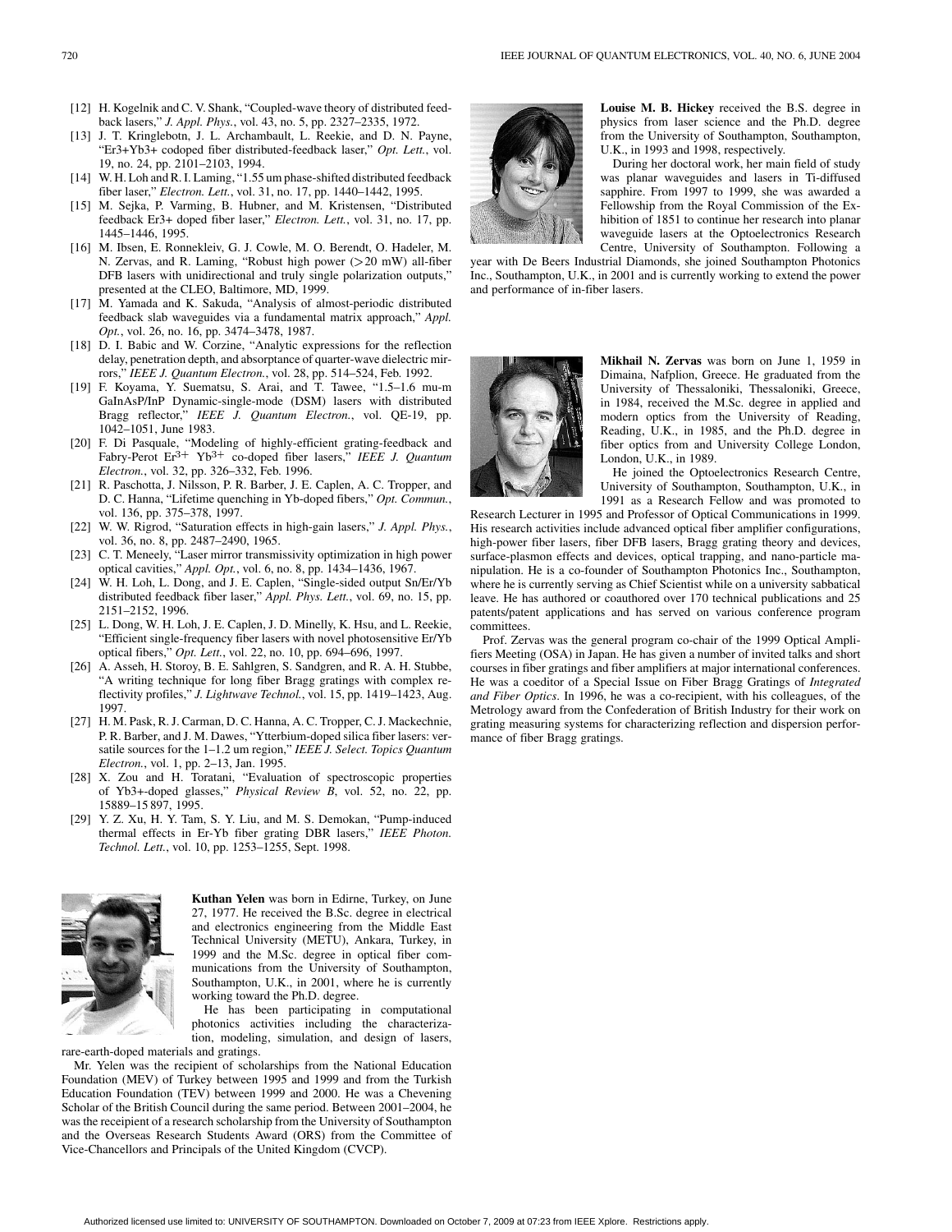[12] H. Kogelnik and C. V. Shank, "Coupled-wave theory of distributed feedback lasers," *J. Appl. Phys.*, vol. 43, no. 5, pp. 2327–2335, 1972.

[13] J. T. Kringlebotn, J. L. Archambault, L. Reekie, and D. N. Payne, "Er3+Yb3+ codoped fiber distributed-feedback laser," *Opt. Lett.*, vol. 19, no. 24, pp. 2101–2103, 1994.

[14] W. H. Loh and R. I. Laming, "1.55 um phase-shifted distributed feedback fiber laser," *Electron. Lett.*, vol. 31, no. 17, pp. 1440–1442, 1995.

[15] M. Sejka, P. Varming, B. Hubner, and M. Kristensen, "Distributed feedback Er3+ doped fiber laser," *Electron. Lett.*, vol. 31, no. 17, pp. 1445–1446, 1995.

[16] M. Ibsen, E. Ronnekleiv, G. J. Cowle, M. O. Berendt, O. Hadeler, M. N. Zervas, and R. Laming, "Robust high power (>20 mW) all-fiber DFB lasers with unidirectional and truly single polarization outputs," presented at the CLEO, Baltimore, MD, 1999.

[17] M. Yamada and K. Sakuda, "Analysis of almost-periodic distributed feedback slab waveguides via a fundamental matrix approach," *Appl. Opt.*, vol. 26, no. 16, pp. 3474–3478, 1987.

[18] D. I. Babic and W. Corzine, "Analytic expressions for the reflection delay, penetration depth, and absorptance of quarter-wave dielectric mirrors," *IEEE J. Quantum Electron.*, vol. 28, pp. 514–524, Feb. 1992.

[19] F. Koyama, Y. Suematsu, S. Arai, and T. Tawee, "1.5–1.6 mu-m GaInAsP/InP Dynamic-single-mode (DSM) lasers with distributed Bragg reflector," *IEEE J. Quantum Electron.*, vol. QE-19, pp. 1042–1051, June 1983.

[20] F. Di Pasquale, "Modeling of highly-efficient grating-feedback and Fabry-Perot $Er^{3+}$ $Yb^{3+}$ co-doped fiber lasers," *IEEE J. Quantum Electron.*, vol. 32, pp. 326–332, Feb. 1996.

[21] R. Paschotta, J. Nilsson, P. R. Barber, J. E. Caplen, A. C. Tropper, and D. C. Hanna, "Lifetime quenching in Yb-doped fibers," *Opt. Commun.*, vol. 136, pp. 375–378, 1997.

[22] W. W. Rigrod, "Saturation effects in high-gain lasers," *J. Appl. Phys.*, vol. 36, no. 8, pp. 2487–2490, 1965.

[23] C. T. Meneely, "Laser mirror transmissivity optimization in high power optical cavities," *Appl. Opt.*, vol. 6, no. 8, pp. 1434–1436, 1967.

[24] W. H. Loh, L. Dong, and J. E. Caplen, "Single-sided output Sn/Er/Yb distributed feedback fiber laser," *Appl. Phys. Lett.*, vol. 69, no. 15, pp. 2151–2152, 1996.

[25] L. Dong, W. H. Loh, J. E. Caplen, J. D. Minelly, K. Hsu, and L. Reekie, "Efficient single-frequency fiber lasers with novel photosensitive Er/Yb optical fibers," *Opt. Lett.*, vol. 22, no. 10, pp. 694–696, 1997.

[26] A. Asseh, H. Storoy, B. E. Sahlgren, S. Sandgren, and R. A. H. Stubbe, "A writing technique for long fiber Bragg gratings with complex reflectivity profiles," *J. Lightwave Technol.*, vol. 15, pp. 1419–1423, Aug. 1997.

[27] H. M. Pask, R. J. Carman, D. C. Hanna, A. C. Tropper, C. J. Mackechnie, P. R. Barber, and J. M. Dawes, "Ytterbium-doped silica fiber lasers: versatile sources for the 1–1.2 um region," *IEEE J. Select. Topics Quantum Electron.*, vol. 1, pp. 2–13, Jan. 1995.

[28] X. Zou and H. Toratani, "Evaluation of spectroscopic properties of Yb3+-doped glasses," *Physical Review B*, vol. 52, no. 22, pp. 15889–15 897, 1995.

[29] Y. Z. Xu, H. Y. Tam, S. Y. Liu, and M. S. Demokan, "Pump-induced thermal effects in Er-Yb fiber grating DBR lasers," *IEEE Photon. Technol. Lett.*, vol. 10, pp. 1253–1255, Sept. 1998.

**Kuthan Yelen** was born in Edirne, Turkey, on June 27, 1977. He received the B.Sc. degree in electrical and electronics engineering from the Middle East Technical University (METU), Ankara, Turkey, in 1999 and the M.Sc. degree in optical fiber communications from the University of Southampton, Southampton, U.K., in 2001, where he is currently working toward the Ph.D. degree.

He has been participating in computational photonics activities including the characterization, modeling, simulation, and design of lasers, rare-earth-doped materials and gratings.

Mr. Yelen was the recipient of scholarships from the National Education Foundation (MEV) of Turkey between 1995 and 1999 and from the Turkish Education Foundation (TEV) between 1999 and 2000. He was a Chevening Scholar of the British Council during the same period. Between 2001–2004, he was the receipient of a research scholarship from the University of Southampton and the Overseas Research Students Award (ORS) from the Committee of Vice-Chancellors and Principals of the United Kingdom (CVCP).

**Louise M. B. Hickey** received the B.S. degree in physics from laser science and the Ph.D. degree from the University of Southampton, Southampton, U.K., in 1993 and 1998, respectively.

During her doctoral work, her main field of study was planar waveguides and lasers in Ti-diffused sapphire. From 1997 to 1999, she was awarded a Fellowship from the Royal Commission of the Exhibition of 1851 to continue her research into planar waveguide lasers at the Optoelectronics Research Centre, University of Southampton. Following a year with De Beers Industrial Diamonds, she joined Southampton Photonics Inc., Southampton, U.K., in 2001 and is currently working to extend the power and performance of in-fiber lasers.

**Mikhail N. Zervas** was born on June 1, 1959 in Dimaina, Nafplion, Greece. He graduated from the University of Thessaloniki, Thessaloniki, Greece, in 1984, received the M.Sc. degree in applied and modern optics from the University of Reading, Reading, U.K., in 1985, and the Ph.D. degree in fiber optics from and University College London, London, U.K., in 1989.

He joined the Optoelectronics Research Centre, University of Southampton, Southampton, U.K., in 1991 as a Research Fellow and was promoted to Research Lecturer in 1995 and Professor of Optical Communications in 1999. His research activities include advanced optical fiber amplifier configurations, high-power fiber lasers, fiber DFB lasers, Bragg grating theory and devices, surface-plasmon effects and devices, optical trapping, and nano-particle manipulation. He is a co-founder of Southampton Photonics Inc., Southampton, where he is currently serving as Chief Scientist while on a university sabbatical leave. He has authored or coauthored over 170 technical publications and 25 patents/patent applications and has served on various conference program committees.

Prof. Zervas was the general program co-chair of the 1999 Optical Amplifiers Meeting (OSA) in Japan. He has given a number of invited talks and short courses in fiber gratings and fiber amplifiers at major international conferences. He was a coeditor of a Special Issue on Fiber Bragg Gratings of *Integrated and Fiber Optics*. In 1996, he was a co-recipient, with his colleagues, of the Metrology award from the Confederation of British Industry for their work on grating measuring systems for characterizing reflection and dispersion performance of fiber Bragg gratings.